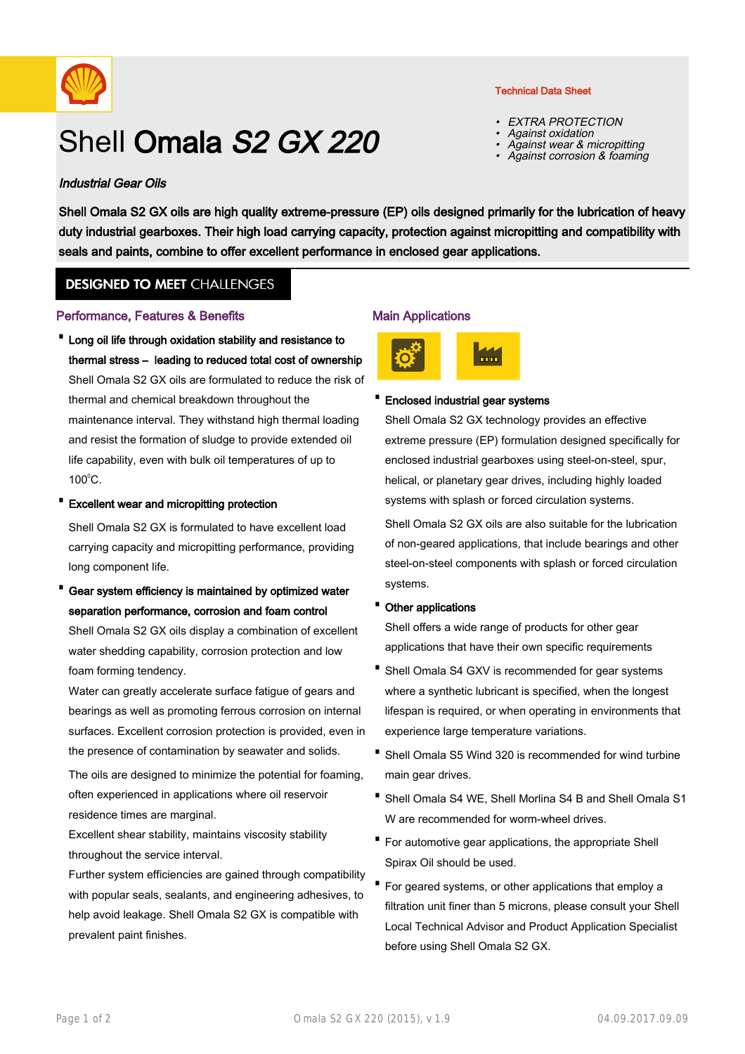Technical Data Sheet

- *EXTRA PROTECTION*
- *Against oxidation*
- *Against wear & micropitting*
- *Against corrosion & foaming*

# Shell **Omala *S2 GX 220***

***Industrial Gear Oils***

**Shell Omala S2 GX oils are high quality extreme-pressure (EP) oils designed primarily for the lubrication of heavy duty industrial gearboxes. Their high load carrying capacity, protection against micropitting and compatibility with seals and paints, combine to offer excellent performance in enclosed gear applications.**

## DESIGNED TO MEET CHALLENGES

### Performance, Features & Benefits

- **Long oil life through oxidation stability and resistance to thermal stress – leading to reduced total cost of ownership**
  Shell Omala S2 GX oils are formulated to reduce the risk of thermal and chemical breakdown throughout the maintenance interval. They withstand high thermal loading and resist the formation of sludge to provide extended oil life capability, even with bulk oil temperatures of up to 100°C.

- **Excellent wear and micropitting protection**
  Shell Omala S2 GX is formulated to have excellent load carrying capacity and micropitting performance, providing long component life.

- **Gear system efficiency is maintained by optimized water separation performance, corrosion and foam control**
  Shell Omala S2 GX oils display a combination of excellent water shedding capability, corrosion protection and low foam forming tendency.
  Water can greatly accelerate surface fatigue of gears and bearings as well as promoting ferrous corrosion on internal surfaces. Excellent corrosion protection is provided, even in the presence of contamination by seawater and solids.
  The oils are designed to minimize the potential for foaming, often experienced in applications where oil reservoir residence times are marginal.
  Excellent shear stability, maintains viscosity stability throughout the service interval.
  Further system efficiencies are gained through compatibility with popular seals, sealants, and engineering adhesives, to help avoid leakage. Shell Omala S2 GX is compatible with prevalent paint finishes.

### Main Applications

- **Enclosed industrial gear systems**
  Shell Omala S2 GX technology provides an effective extreme pressure (EP) formulation designed specifically for enclosed industrial gearboxes using steel-on-steel, spur, helical, or planetary gear drives, including highly loaded systems with splash or forced circulation systems.
  Shell Omala S2 GX oils are also suitable for the lubrication of non-geared applications, that include bearings and other steel-on-steel components with splash or forced circulation systems.

- **Other applications**
  Shell offers a wide range of products for other gear applications that have their own specific requirements

- Shell Omala S4 GXV is recommended for gear systems where a synthetic lubricant is specified, when the longest lifespan is required, or when operating in environments that experience large temperature variations.
- Shell Omala S5 Wind 320 is recommended for wind turbine main gear drives.
- Shell Omala S4 WE, Shell Morlina S4 B and Shell Omala S1 W are recommended for worm-wheel drives.
- For automotive gear applications, the appropriate Shell Spirax Oil should be used.
- For geared systems, or other applications that employ a filtration unit finer than 5 microns, please consult your Shell Local Technical Advisor and Product Application Specialist before using Shell Omala S2 GX.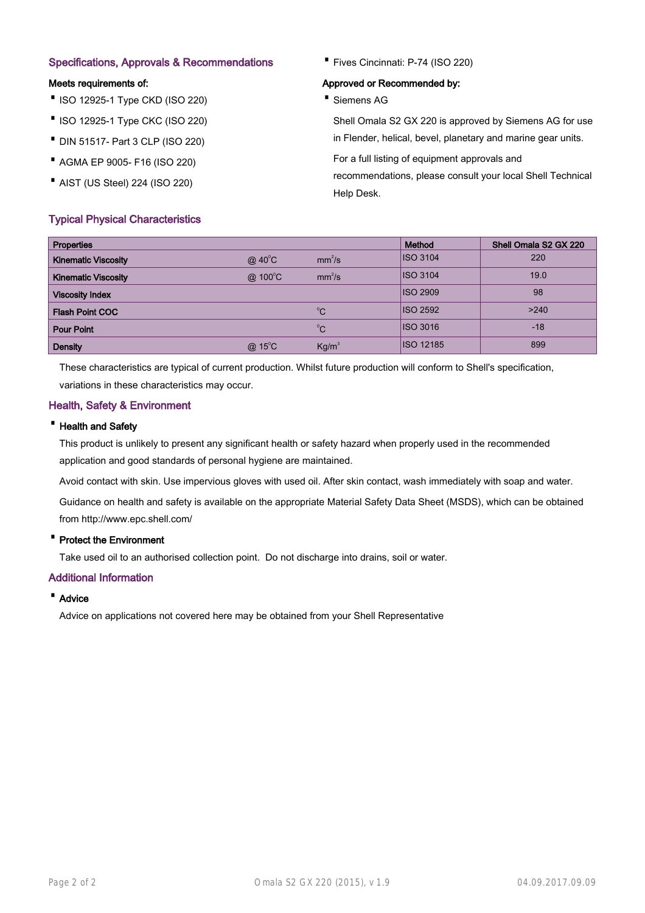## Specifications, Approvals & Recommendations

**Meets requirements of:**

- ISO 12925-1 Type CKD (ISO 220)
- ISO 12925-1 Type CKC (ISO 220)
- DIN 51517- Part 3 CLP (ISO 220)
- AGMA EP 9005- F16 (ISO 220)
- AIST (US Steel) 224 (ISO 220)
- Fives Cincinnati: P-74 (ISO 220)

**Approved or Recommended by:**

- Siemens AG

  Shell Omala S2 GX 220 is approved by Siemens AG for use in Flender, helical, bevel, planetary and marine gear units.

  For a full listing of equipment approvals and recommendations, please consult your local Shell Technical Help Desk.

## Typical Physical Characteristics

| Properties | | | Method | Shell Omala S2 GX 220 |
|---|---|---|---|---|
| Kinematic Viscosity | @ 40°C | $mm^2/s$ | ISO 3104 | 220 |
| Kinematic Viscosity | @ 100°C | $mm^2/s$ | ISO 3104 | 19.0 |
| Viscosity Index | | | ISO 2909 | 98 |
| Flash Point COC | | °C | ISO 2592 | >240 |
| Pour Point | | °C | ISO 3016 | -18 |
| Density | @ 15°C | $Kg/m^3$ | ISO 12185 | 899 |

These characteristics are typical of current production. Whilst future production will conform to Shell's specification, variations in these characteristics may occur.

## Health, Safety & Environment

- **Health and Safety**

  This product is unlikely to present any significant health or safety hazard when properly used in the recommended application and good standards of personal hygiene are maintained.

  Avoid contact with skin. Use impervious gloves with used oil. After skin contact, wash immediately with soap and water.

  Guidance on health and safety is available on the appropriate Material Safety Data Sheet (MSDS), which can be obtained from http://www.epc.shell.com/

- **Protect the Environment**

  Take used oil to an authorised collection point. Do not discharge into drains, soil or water.

## Additional Information

- **Advice**

  Advice on applications not covered here may be obtained from your Shell Representative